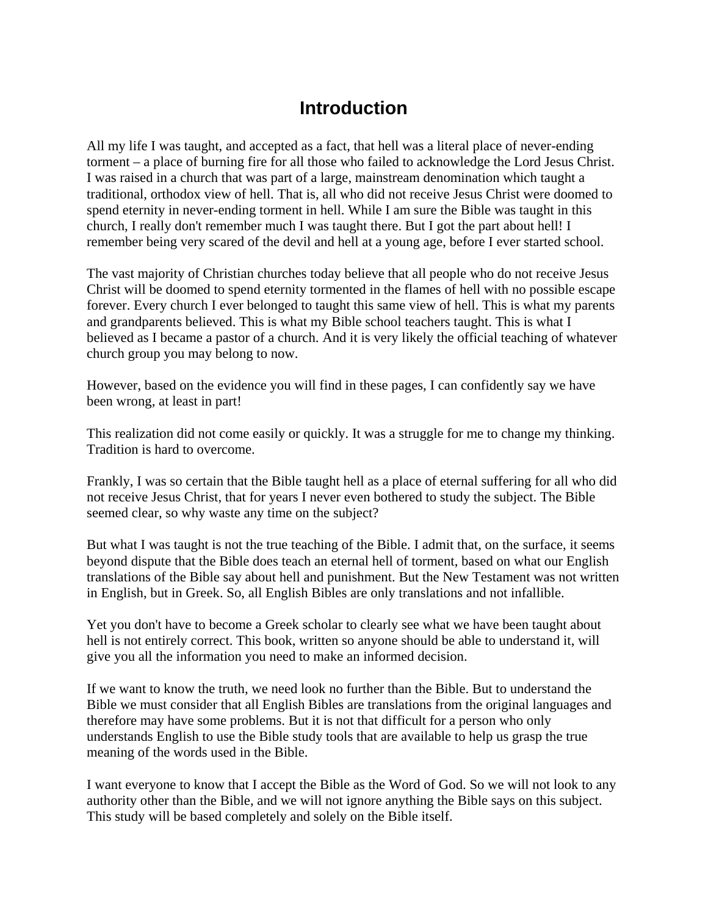# Introduction

All my life I was taught, and accepted as a fact, that hell was a literal place of never-ending torment – a place of burning fire for all those who failed to acknowledge the Lord Jesus Christ. I was raised in a church that was part of a large, mainstream denomination which taught a traditional, orthodox view of hell. That is, all who did not receive Jesus Christ were doomed to spend eternity in never-ending torment in hell. While I am sure the Bible was taught in this church, I really don't remember much I was taught there. But I got the part about hell! I remember being very scared of the devil and hell at a young age, before I ever started school.

The vast majority of Christian churches today believe that all people who do not receive Jesus Christ will be doomed to spend eternity tormented in the flames of hell with no possible escape forever. Every church I ever belonged to taught this same view of hell. This is what my parents and grandparents believed. This is what my Bible school teachers taught. This is what I believed as I became a pastor of a church. And it is very likely the official teaching of whatever church group you may belong to now.

However, based on the evidence you will find in these pages, I can confidently say we have been wrong, at least in part!

This realization did not come easily or quickly. It was a struggle for me to change my thinking. Tradition is hard to overcome.

Frankly, I was so certain that the Bible taught hell as a place of eternal suffering for all who did not receive Jesus Christ, that for years I never even bothered to study the subject. The Bible seemed clear, so why waste any time on the subject?

But what I was taught is not the true teaching of the Bible. I admit that, on the surface, it seems beyond dispute that the Bible does teach an eternal hell of torment, based on what our English translations of the Bible say about hell and punishment. But the New Testament was not written in English, but in Greek. So, all English Bibles are only translations and not infallible.

Yet you don't have to become a Greek scholar to clearly see what we have been taught about hell is not entirely correct. This book, written so anyone should be able to understand it, will give you all the information you need to make an informed decision.

If we want to know the truth, we need look no further than the Bible. But to understand the Bible we must consider that all English Bibles are translations from the original languages and therefore may have some problems. But it is not that difficult for a person who only understands English to use the Bible study tools that are available to help us grasp the true meaning of the words used in the Bible.

I want everyone to know that I accept the Bible as the Word of God. So we will not look to any authority other than the Bible, and we will not ignore anything the Bible says on this subject. This study will be based completely and solely on the Bible itself.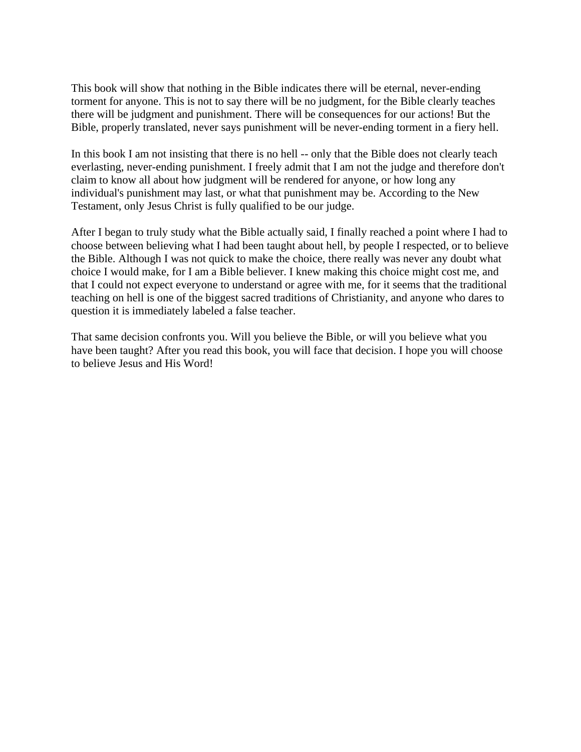This book will show that nothing in the Bible indicates there will be eternal, never-ending torment for anyone. This is not to say there will be no judgment, for the Bible clearly teaches there will be judgment and punishment. There will be consequences for our actions! But the Bible, properly translated, never says punishment will be never-ending torment in a fiery hell.

In this book I am not insisting that there is no hell -- only that the Bible does not clearly teach everlasting, never-ending punishment. I freely admit that I am not the judge and therefore don't claim to know all about how judgment will be rendered for anyone, or how long any individual's punishment may last, or what that punishment may be. According to the New Testament, only Jesus Christ is fully qualified to be our judge.

After I began to truly study what the Bible actually said, I finally reached a point where I had to choose between believing what I had been taught about hell, by people I respected, or to believe the Bible. Although I was not quick to make the choice, there really was never any doubt what choice I would make, for I am a Bible believer. I knew making this choice might cost me, and that I could not expect everyone to understand or agree with me, for it seems that the traditional teaching on hell is one of the biggest sacred traditions of Christianity, and anyone who dares to question it is immediately labeled a false teacher.

That same decision confronts you. Will you believe the Bible, or will you believe what you have been taught? After you read this book, you will face that decision. I hope you will choose to believe Jesus and His Word!